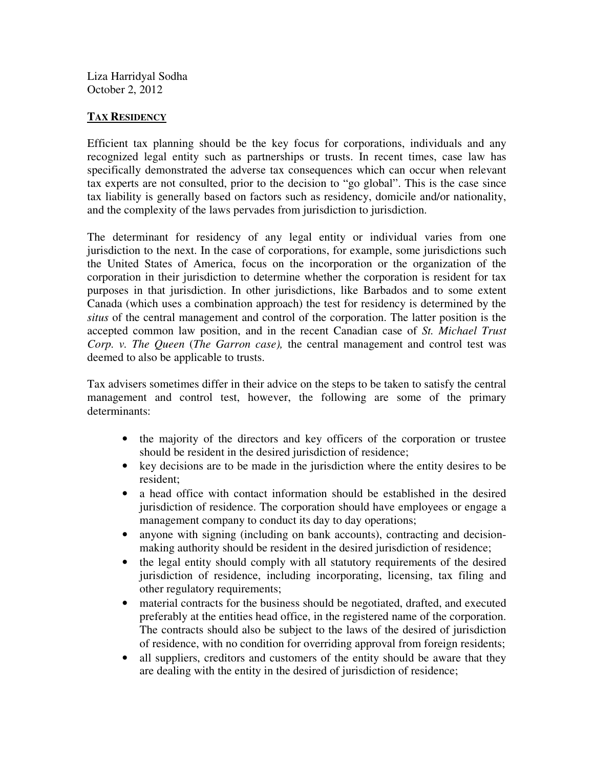Liza Harridyal Sodha
October 2, 2012

## TAX RESIDENCY

Efficient tax planning should be the key focus for corporations, individuals and any recognized legal entity such as partnerships or trusts. In recent times, case law has specifically demonstrated the adverse tax consequences which can occur when relevant tax experts are not consulted, prior to the decision to "go global". This is the case since tax liability is generally based on factors such as residency, domicile and/or nationality, and the complexity of the laws pervades from jurisdiction to jurisdiction.

The determinant for residency of any legal entity or individual varies from one jurisdiction to the next. In the case of corporations, for example, some jurisdictions such the United States of America, focus on the incorporation or the organization of the corporation in their jurisdiction to determine whether the corporation is resident for tax purposes in that jurisdiction. In other jurisdictions, like Barbados and to some extent Canada (which uses a combination approach) the test for residency is determined by the *situs* of the central management and control of the corporation. The latter position is the accepted common law position, and in the recent Canadian case of *St. Michael Trust Corp. v. The Queen* (*The Garron case),* the central management and control test was deemed to also be applicable to trusts.

Tax advisers sometimes differ in their advice on the steps to be taken to satisfy the central management and control test, however, the following are some of the primary determinants:

- the majority of the directors and key officers of the corporation or trustee should be resident in the desired jurisdiction of residence;
- key decisions are to be made in the jurisdiction where the entity desires to be resident;
- a head office with contact information should be established in the desired jurisdiction of residence. The corporation should have employees or engage a management company to conduct its day to day operations;
- anyone with signing (including on bank accounts), contracting and decision-making authority should be resident in the desired jurisdiction of residence;
- the legal entity should comply with all statutory requirements of the desired jurisdiction of residence, including incorporating, licensing, tax filing and other regulatory requirements;
- material contracts for the business should be negotiated, drafted, and executed preferably at the entities head office, in the registered name of the corporation. The contracts should also be subject to the laws of the desired of jurisdiction of residence, with no condition for overriding approval from foreign residents;
- all suppliers, creditors and customers of the entity should be aware that they are dealing with the entity in the desired of jurisdiction of residence;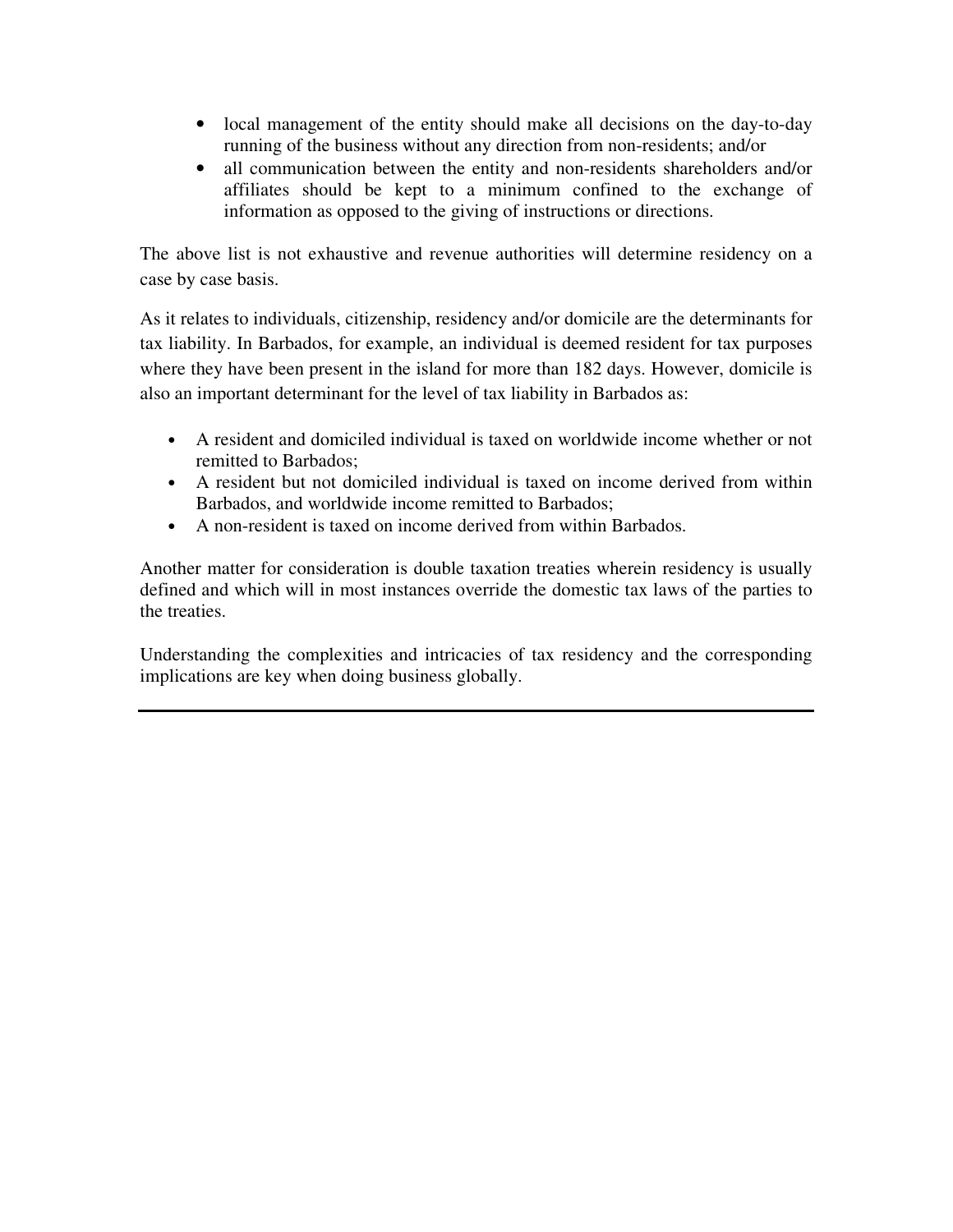- local management of the entity should make all decisions on the day-to-day running of the business without any direction from non-residents; and/or
- all communication between the entity and non-residents shareholders and/or affiliates should be kept to a minimum confined to the exchange of information as opposed to the giving of instructions or directions.

The above list is not exhaustive and revenue authorities will determine residency on a case by case basis.

As it relates to individuals, citizenship, residency and/or domicile are the determinants for tax liability. In Barbados, for example, an individual is deemed resident for tax purposes where they have been present in the island for more than 182 days. However, domicile is also an important determinant for the level of tax liability in Barbados as:

- A resident and domiciled individual is taxed on worldwide income whether or not remitted to Barbados;
- A resident but not domiciled individual is taxed on income derived from within Barbados, and worldwide income remitted to Barbados;
- A non-resident is taxed on income derived from within Barbados.

Another matter for consideration is double taxation treaties wherein residency is usually defined and which will in most instances override the domestic tax laws of the parties to the treaties.

Understanding the complexities and intricacies of tax residency and the corresponding implications are key when doing business globally.